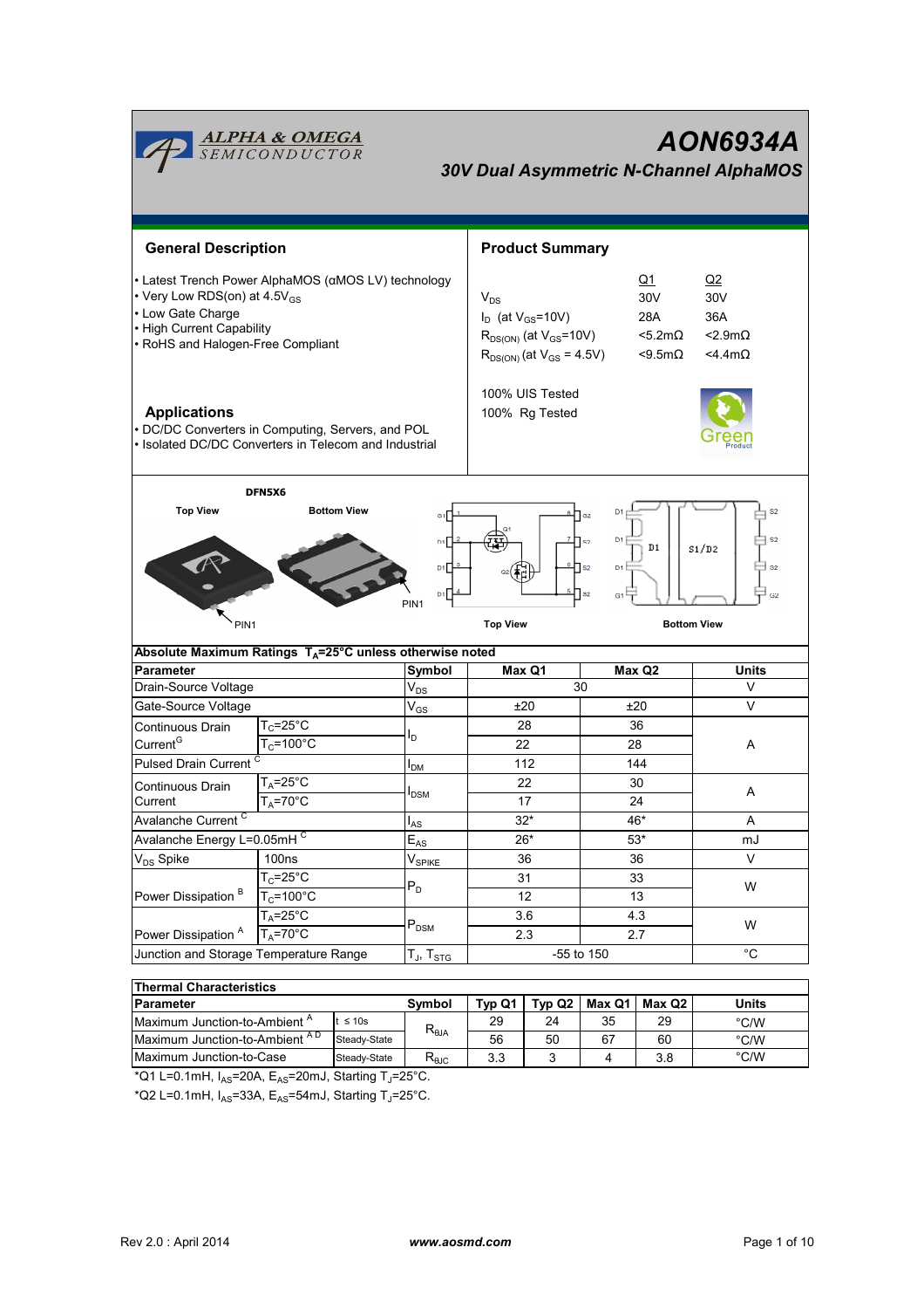# AON6934A

## 30V Dual Asymmetric N-Channel AlphaMOS

## General Description

- Latest Trench Power AlphaMOS (αMOS LV) technology
- Very Low RDS(on) at 4.5$V_{GS}$
- Low Gate Charge
- High Current Capability
- RoHS and Halogen-Free Compliant

## Applications

- DC/DC Converters in Computing, Servers, and POL
- Isolated DC/DC Converters in Telecom and Industrial

## Product Summary

| | Q1 | Q2 |
|---|---|---|
| $V_{DS}$ | 30V | 30V |
| $I_D$ (at $V_{GS}$=10V) | 28A | 36A |
| $R_{DS(ON)}$ (at $V_{GS}$=10V) | <5.2mΩ | <2.9mΩ |
| $R_{DS(ON)}$ (at $V_{GS}$ = 4.5V) | <9.5mΩ | <4.4mΩ |

100% UIS Tested
100% Rg Tested

DFN5X6

Top View | Bottom View | PIN1 | Top View | Bottom View

## Absolute Maximum Ratings $T_A$=25°C unless otherwise noted

| Parameter | | Symbol | Max Q1 | Max Q2 | Units |
|---|---|---|---|---|---|
| Drain-Source Voltage | | $V_{DS}$ | 30 | | V |
| Gate-Source Voltage | | $V_{GS}$ | ±20 | ±20 | V |
| Continuous Drain Current[G] | $T_C$=25°C | $I_D$ | 28 | 36 | A |
| | $T_C$=100°C | | 22 | 28 | |
| Pulsed Drain Current [C] | | $I_{DM}$ | 112 | 144 | |
| Continuous Drain Current | $T_A$=25°C | $I_{DSM}$ | 22 | 30 | A |
| | $T_A$=70°C | | 17 | 24 | |
| Avalanche Current [C] | | $I_{AS}$ | 32* | 46* | A |
| Avalanche Energy L=0.05mH [C] | | $E_{AS}$ | 26* | 53* | mJ |
| $V_{DS}$ Spike | 100ns | $V_{SPIKE}$ | 36 | 36 | V |
| Power Dissipation [B] | $T_C$=25°C | $P_D$ | 31 | 33 | W |
| | $T_C$=100°C | | 12 | 13 | |
| Power Dissipation [A] | $T_A$=25°C | $P_{DSM}$ | 3.6 | 4.3 | W |
| | $T_A$=70°C | | 2.3 | 2.7 | |
| Junction and Storage Temperature Range | | $T_J$, $T_{STG}$ | -55 to 150 | | °C |

## Thermal Characteristics

| Parameter | | Symbol | Typ Q1 | Typ Q2 | Max Q1 | Max Q2 | Units |
|---|---|---|---|---|---|---|---|
| Maximum Junction-to-Ambient [A] | t ≤ 10s | $R_{\theta JA}$ | 29 | 24 | 35 | 29 | °C/W |
| Maximum Junction-to-Ambient [A D] | Steady-State | | 56 | 50 | 67 | 60 | °C/W |
| Maximum Junction-to-Case | Steady-State | $R_{\theta JC}$ | 3.3 | 3 | 4 | 3.8 | °C/W |

*Q1 L=0.1mH, $I_{AS}$=20A, $E_{AS}$=20mJ, Starting $T_J$=25°C.

*Q2 L=0.1mH, $I_{AS}$=33A, $E_{AS}$=54mJ, Starting $T_J$=25°C.

Rev 2.0 : April 2014 www.aosmd.com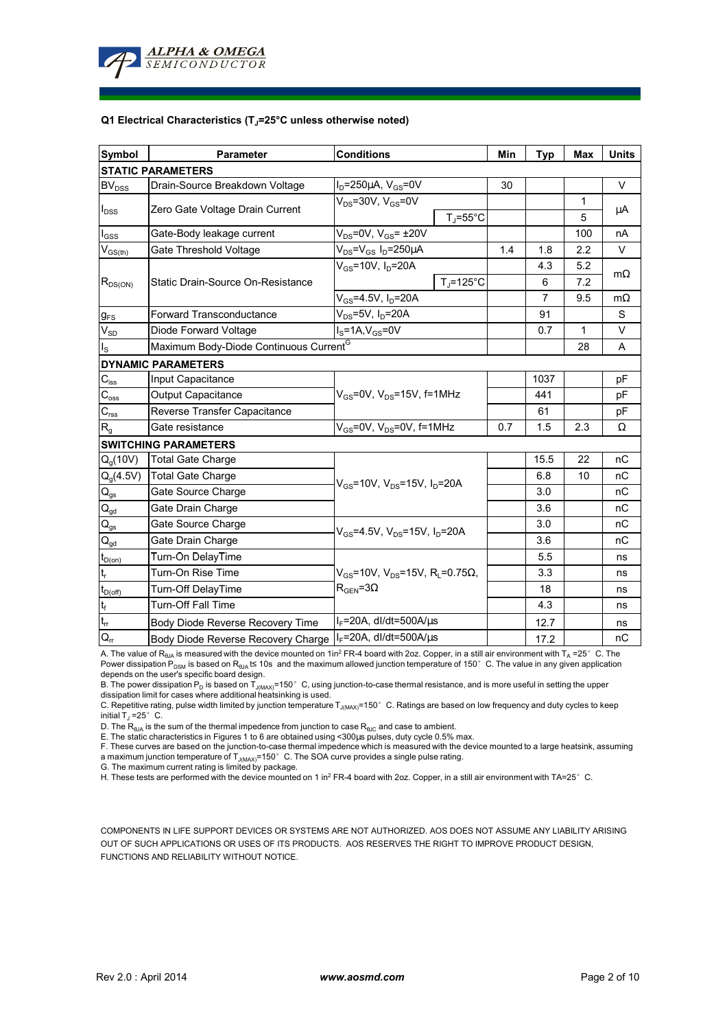**Q1 Electrical Characteristics ($T_J$=25°C unless otherwise noted)**

| Symbol | Parameter | Conditions | | Min | Typ | Max | Units |
|---|---|---|---|---|---|---|---|
| **STATIC PARAMETERS** | | | | | | | |
| $BV_{DSS}$ | Drain-Source Breakdown Voltage | $I_D$=250µA, $V_{GS}$=0V | | 30 | | | V |
| $I_{DSS}$ | Zero Gate Voltage Drain Current | $V_{DS}$=30V, $V_{GS}$=0V | | | | 1 | µA |
| | | | $T_J$=55°C | | | 5 | |
| $I_{GSS}$ | Gate-Body leakage current | $V_{DS}$=0V, $V_{GS}$= ±20V | | | | 100 | nA |
| $V_{GS(th)}$ | Gate Threshold Voltage | $V_{DS}$=$V_{GS}$ $I_D$=250µA | | 1.4 | 1.8 | 2.2 | V |
| $R_{DS(ON)}$ | Static Drain-Source On-Resistance | $V_{GS}$=10V, $I_D$=20A | | | 4.3 | 5.2 | mΩ |
| | | | $T_J$=125°C | | 6 | 7.2 | |
| | | $V_{GS}$=4.5V, $I_D$=20A | | | 7 | 9.5 | mΩ |
| $g_{FS}$ | Forward Transconductance | $V_{DS}$=5V, $I_D$=20A | | | 91 | | S |
| $V_{SD}$ | Diode Forward Voltage | $I_S$=1A,$V_{GS}$=0V | | | 0.7 | 1 | V |
| $I_S$ | Maximum Body-Diode Continuous Current[G] | | | | | 28 | A |
| **DYNAMIC PARAMETERS** | | | | | | | |
| $C_{iss}$ | Input Capacitance | $V_{GS}$=0V, $V_{DS}$=15V, f=1MHz | | | 1037 | | pF |
| $C_{oss}$ | Output Capacitance | | | | 441 | | pF |
| $C_{rss}$ | Reverse Transfer Capacitance | | | | 61 | | pF |
| $R_g$ | Gate resistance | $V_{GS}$=0V, $V_{DS}$=0V, f=1MHz | | 0.7 | 1.5 | 2.3 | Ω |
| **SWITCHING PARAMETERS** | | | | | | | |
| $Q_g$(10V) | Total Gate Charge | $V_{GS}$=10V, $V_{DS}$=15V, $I_D$=20A | | | 15.5 | 22 | nC |
| $Q_g$(4.5V) | Total Gate Charge | | | | 6.8 | 10 | nC |
| $Q_{gs}$ | Gate Source Charge | | | | 3.0 | | nC |
| $Q_{gd}$ | Gate Drain Charge | | | | 3.6 | | nC |
| $Q_{gs}$ | Gate Source Charge | $V_{GS}$=4.5V, $V_{DS}$=15V, $I_D$=20A | | | 3.0 | | nC |
| $Q_{gd}$ | Gate Drain Charge | | | | 3.6 | | nC |
| $t_{D(on)}$ | Turn-On DelayTime | $V_{GS}$=10V, $V_{DS}$=15V, $R_L$=0.75Ω, $R_{GEN}$=3Ω | | | 5.5 | | ns |
| $t_r$ | Turn-On Rise Time | | | | 3.3 | | ns |
| $t_{D(off)}$ | Turn-Off DelayTime | | | | 18 | | ns |
| $t_f$ | Turn-Off Fall Time | | | | 4.3 | | ns |
| $t_{rr}$ | Body Diode Reverse Recovery Time | $I_F$=20A, dI/dt=500A/µs | | | 12.7 | | ns |
| $Q_{rr}$ | Body Diode Reverse Recovery Charge | $I_F$=20A, dI/dt=500A/µs | | | 17.2 | | nC |

A. The value of $R_{\theta JA}$ is measured with the device mounted on 1in² FR-4 board with 2oz. Copper, in a still air environment with $T_A$ =25°C. The Power dissipation $P_{DSM}$ is based on $R_{\theta JA}$ t≤ 10s and the maximum allowed junction temperature of 150°C. The value in any given application depends on the user's specific board design.

B. The power dissipation $P_D$ is based on $T_{J(MAX)}$=150°C, using junction-to-case thermal resistance, and is more useful in setting the upper dissipation limit for cases where additional heatsinking is used.

C. Repetitive rating, pulse width limited by junction temperature $T_{J(MAX)}$=150°C. Ratings are based on low frequency and duty cycles to keep initial $T_J$ =25°C.

D. The $R_{\theta JA}$ is the sum of the thermal impedence from junction to case $R_{\theta JC}$ and case to ambient.

E. The static characteristics in Figures 1 to 6 are obtained using <300µs pulses, duty cycle 0.5% max.

F. These curves are based on the junction-to-case thermal impedence which is measured with the device mounted to a large heatsink, assuming a maximum junction temperature of $T_{J(MAX)}$=150°C. The SOA curve provides a single pulse rating.

G. The maximum current rating is limited by package.

H. These tests are performed with the device mounted on 1 in² FR-4 board with 2oz. Copper, in a still air environment with TA=25°C.

COMPONENTS IN LIFE SUPPORT DEVICES OR SYSTEMS ARE NOT AUTHORIZED. AOS DOES NOT ASSUME ANY LIABILITY ARISING OUT OF SUCH APPLICATIONS OR USES OF ITS PRODUCTS. AOS RESERVES THE RIGHT TO IMPROVE PRODUCT DESIGN, FUNCTIONS AND RELIABILITY WITHOUT NOTICE.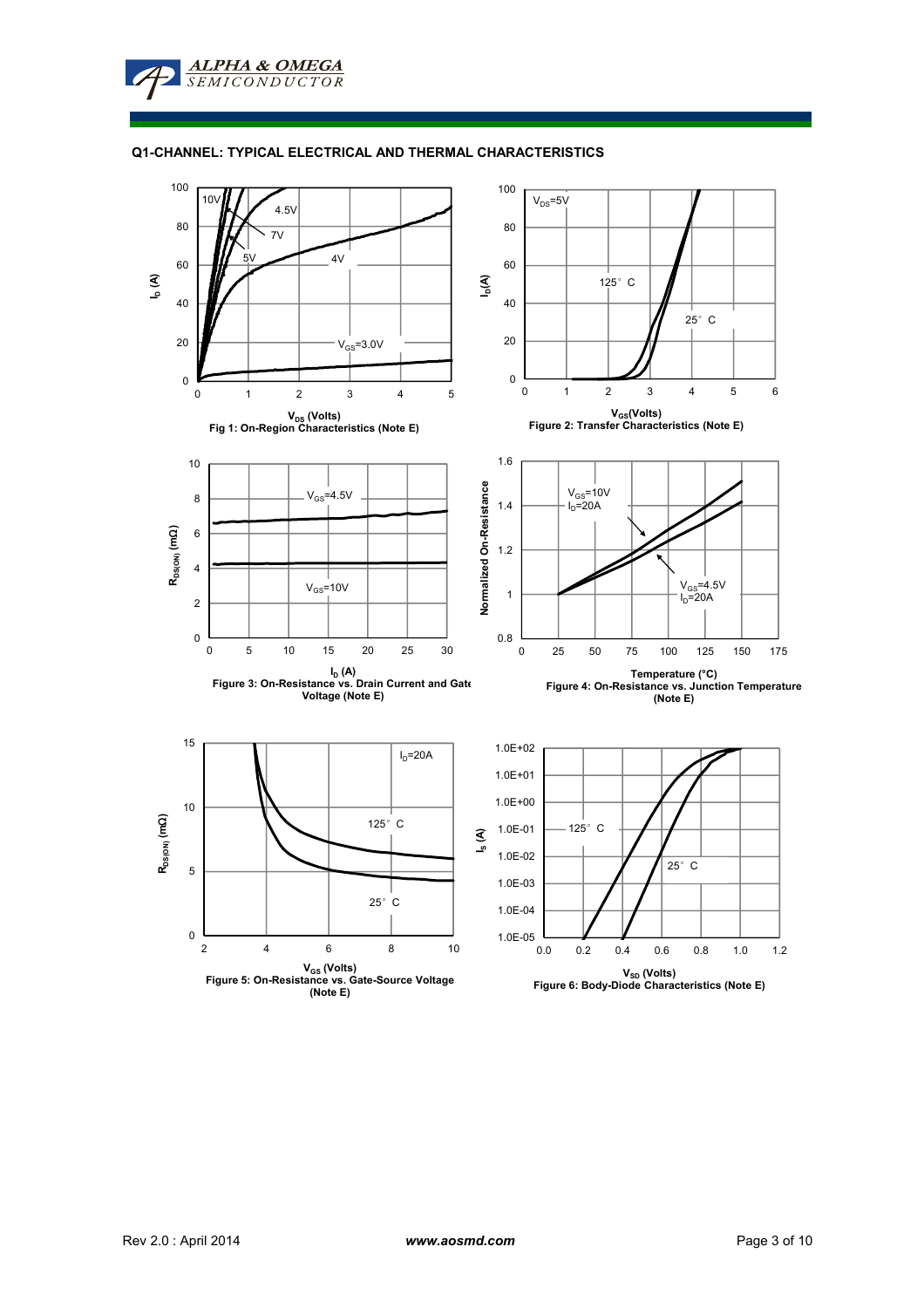## Q1-CHANNEL: TYPICAL ELECTRICAL AND THERMAL CHARACTERISTICS

$V_{DS}$ (Volts)

Fig 1: On-Region Characteristics (Note E)

$V_{GS}$(Volts)

Figure 2: Transfer Characteristics (Note E)

$I_D$ (A)

Figure 3: On-Resistance vs. Drain Current and Gate Voltage (Note E)

Temperature (°C)

Figure 4: On-Resistance vs. Junction Temperature (Note E)

$V_{GS}$ (Volts)

Figure 5: On-Resistance vs. Gate-Source Voltage (Note E)

$V_{SD}$ (Volts)

Figure 6: Body-Diode Characteristics (Note E)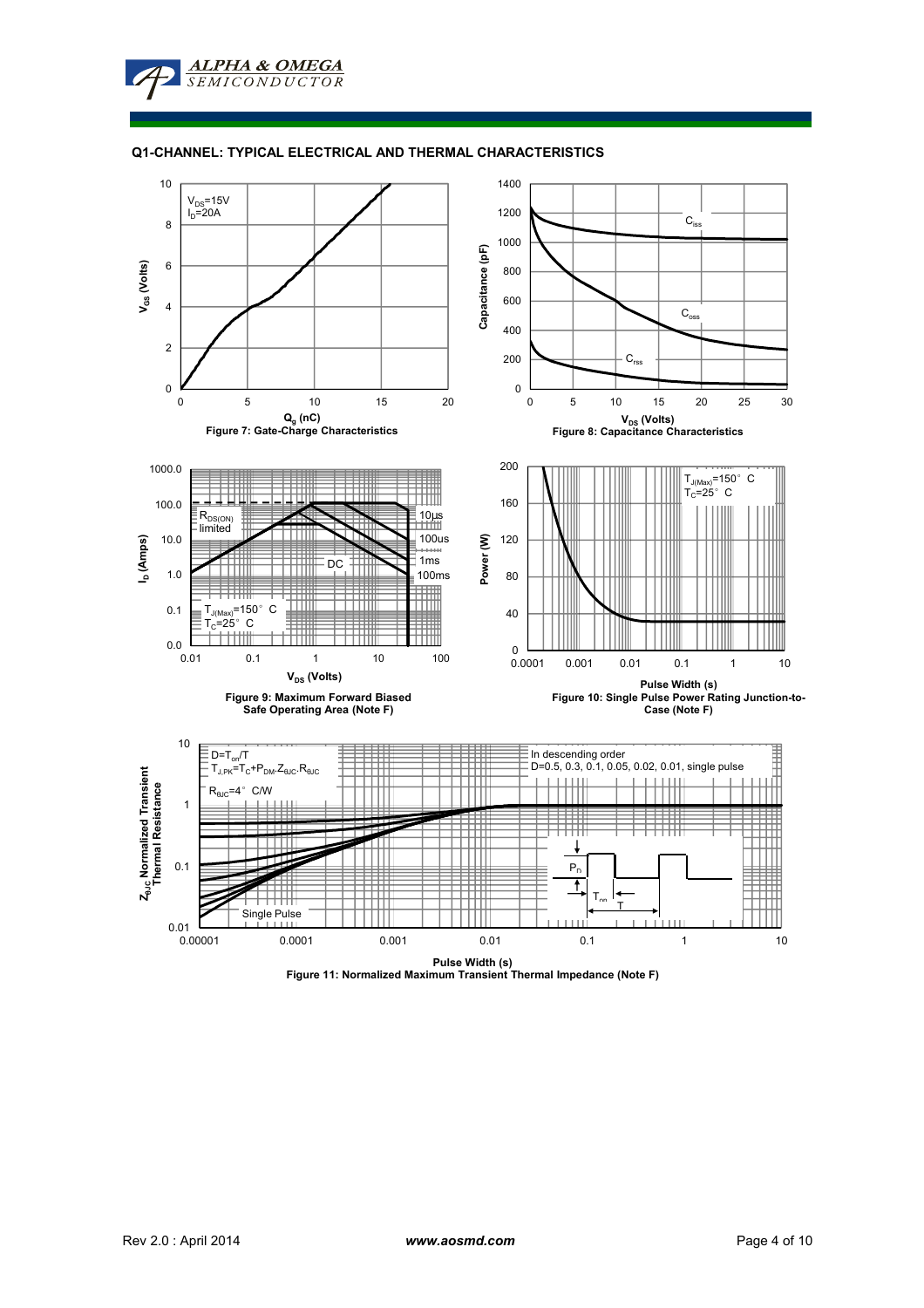## Q1-CHANNEL: TYPICAL ELECTRICAL AND THERMAL CHARACTERISTICS

$V_{DS}$=15V
$I_D$=20A

$V_{GS}$ (Volts)

$Q_g$ (nC)

Figure 7: Gate-Charge Characteristics

$C_{iss}$

$C_{oss}$

$C_{rss}$

Capacitance (pF)

$V_{DS}$ (Volts)

Figure 8: Capacitance Characteristics

$R_{DS(ON)}$ limited

10µs

100us

1ms

100ms

DC

$T_{J(Max)}$=150° C
$T_C$=25° C

$I_D$ (Amps)

$V_{DS}$ (Volts)

Figure 9: Maximum Forward Biased Safe Operating Area (Note F)

$T_{J(Max)}$=150° C
$T_C$=25° C

Power (W)

Pulse Width (s)

Figure 10: Single Pulse Power Rating Junction-to-Case (Note F)

$D=T_{on}/T$
$T_{J,PK}=T_C+P_{DM}.Z_{\theta JC}.R_{\theta JC}$

$R_{\theta JC}$=4° C/W

In descending order
D=0.5, 0.3, 0.1, 0.05, 0.02, 0.01, single pulse

Single Pulse

$P_D$

$T_{on}$

T

$Z_{\theta JC}$ Normalized Transient Thermal Resistance

Pulse Width (s)

Figure 11: Normalized Maximum Transient Thermal Impedance (Note F)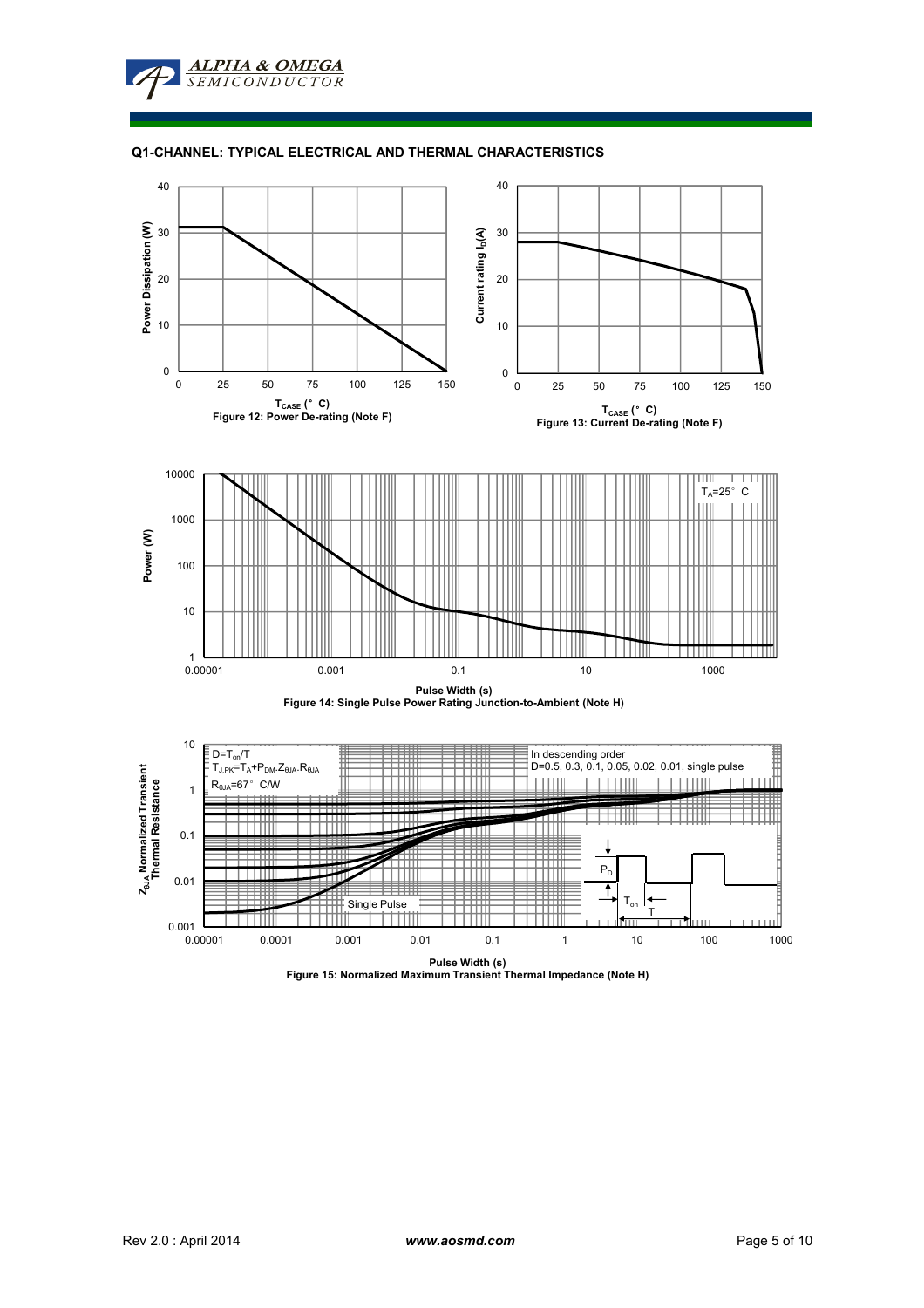## Q1-CHANNEL: TYPICAL ELECTRICAL AND THERMAL CHARACTERISTICS

Power Dissipation (W)

$T_{CASE}$ (°C)

Figure 12: Power De-rating (Note F)

Current rating $I_D$(A)

$T_{CASE}$ (°C)

Figure 13: Current De-rating (Note F)

$T_A$=25°C

Power (W)

Pulse Width (s)

Figure 14: Single Pulse Power Rating Junction-to-Ambient (Note H)

$D=T_{on}/T$

$T_{J,PK}=T_A+P_{DM}.Z_{\theta JA}.R_{\theta JA}$

$R_{\theta JA}$=67°C/W

In descending order

D=0.5, 0.3, 0.1, 0.05, 0.02, 0.01, single pulse

Single Pulse

$Z_{\theta JA}$ Normalized Transient Thermal Resistance

$P_D$

$T_{on}$

T

Pulse Width (s)

Figure 15: Normalized Maximum Transient Thermal Impedance (Note H)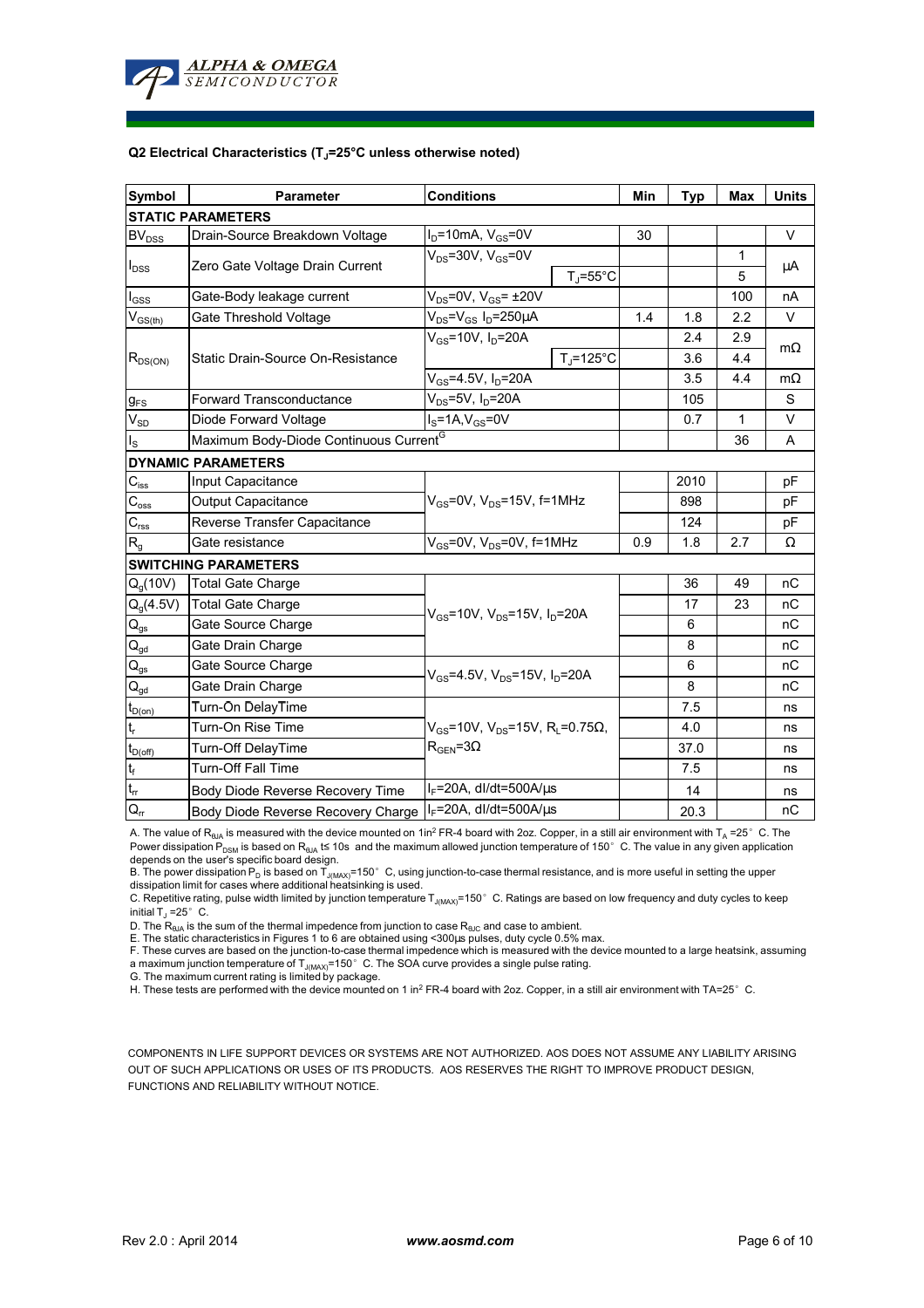**Q2 Electrical Characteristics ($T_J$=25°C unless otherwise noted)**

| Symbol | Parameter | Conditions | | Min | Typ | Max | Units |
|---|---|---|---|---|---|---|---|
| **STATIC PARAMETERS** | | | | | | | |
| $BV_{DSS}$ | Drain-Source Breakdown Voltage | $I_D$=10mA, $V_{GS}$=0V | | 30 | | | V |
| $I_{DSS}$ | Zero Gate Voltage Drain Current | $V_{DS}$=30V, $V_{GS}$=0V | | | | 1 | µA |
| | | | $T_J$=55°C | | | 5 | |
| $I_{GSS}$ | Gate-Body leakage current | $V_{DS}$=0V, $V_{GS}$= ±20V | | | | 100 | nA |
| $V_{GS(th)}$ | Gate Threshold Voltage | $V_{DS}$=$V_{GS}$ $I_D$=250µA | | 1.4 | 1.8 | 2.2 | V |
| $R_{DS(ON)}$ | Static Drain-Source On-Resistance | $V_{GS}$=10V, $I_D$=20A | | | 2.4 | 2.9 | mΩ |
| | | | $T_J$=125°C | | 3.6 | 4.4 | |
| | | $V_{GS}$=4.5V, $I_D$=20A | | | 3.5 | 4.4 | mΩ |
| $g_{FS}$ | Forward Transconductance | $V_{DS}$=5V, $I_D$=20A | | | 105 | | S |
| $V_{SD}$ | Diode Forward Voltage | $I_S$=1A,$V_{GS}$=0V | | | 0.7 | 1 | V |
| $I_S$ | Maximum Body-Diode Continuous Current[G] | | | | | 36 | A |
| **DYNAMIC PARAMETERS** | | | | | | | |
| $C_{iss}$ | Input Capacitance | $V_{GS}$=0V, $V_{DS}$=15V, f=1MHz | | | 2010 | | pF |
| $C_{oss}$ | Output Capacitance | | | | 898 | | pF |
| $C_{rss}$ | Reverse Transfer Capacitance | | | | 124 | | pF |
| $R_g$ | Gate resistance | $V_{GS}$=0V, $V_{DS}$=0V, f=1MHz | | 0.9 | 1.8 | 2.7 | Ω |
| **SWITCHING PARAMETERS** | | | | | | | |
| $Q_g$(10V) | Total Gate Charge | $V_{GS}$=10V, $V_{DS}$=15V, $I_D$=20A | | | 36 | 49 | nC |
| $Q_g$(4.5V) | Total Gate Charge | | | | 17 | 23 | nC |
| $Q_{gs}$ | Gate Source Charge | | | | 6 | | nC |
| $Q_{gd}$ | Gate Drain Charge | | | | 8 | | nC |
| $Q_{gs}$ | Gate Source Charge | $V_{GS}$=4.5V, $V_{DS}$=15V, $I_D$=20A | | | 6 | | nC |
| $Q_{gd}$ | Gate Drain Charge | | | | 8 | | nC |
| $t_{D(on)}$ | Turn-On DelayTime | $V_{GS}$=10V, $V_{DS}$=15V, $R_L$=0.75Ω, $R_{GEN}$=3Ω | | | 7.5 | | ns |
| $t_r$ | Turn-On Rise Time | | | | 4.0 | | ns |
| $t_{D(off)}$ | Turn-Off DelayTime | | | | 37.0 | | ns |
| $t_f$ | Turn-Off Fall Time | | | | 7.5 | | ns |
| $t_{rr}$ | Body Diode Reverse Recovery Time | $I_F$=20A, dI/dt=500A/µs | | | 14 | | ns |
| $Q_{rr}$ | Body Diode Reverse Recovery Charge | $I_F$=20A, dI/dt=500A/µs | | | 20.3 | | nC |

A. The value of $R_{\theta JA}$ is measured with the device mounted on 1in² FR-4 board with 2oz. Copper, in a still air environment with $T_A$ =25°C. The Power dissipation $P_{DSM}$ is based on $R_{\theta JA}$ t≤ 10s and the maximum allowed junction temperature of 150°C. The value in any given application depends on the user's specific board design.
B. The power dissipation $P_D$ is based on $T_{J(MAX)}$=150°C, using junction-to-case thermal resistance, and is more useful in setting the upper dissipation limit for cases where additional heatsinking is used.
C. Repetitive rating, pulse width limited by junction temperature $T_{J(MAX)}$=150°C. Ratings are based on low frequency and duty cycles to keep initial $T_J$ =25°C.
D. The $R_{\theta JA}$ is the sum of the thermal impedence from junction to case $R_{\theta JC}$ and case to ambient.
E. The static characteristics in Figures 1 to 6 are obtained using <300µs pulses, duty cycle 0.5% max.
F. These curves are based on the junction-to-case thermal impedence which is measured with the device mounted to a large heatsink, assuming a maximum junction temperature of $T_{J(MAX)}$=150°C. The SOA curve provides a single pulse rating.
G. The maximum current rating is limited by package.
H. These tests are performed with the device mounted on 1 in² FR-4 board with 2oz. Copper, in a still air environment with TA=25°C.

COMPONENTS IN LIFE SUPPORT DEVICES OR SYSTEMS ARE NOT AUTHORIZED. AOS DOES NOT ASSUME ANY LIABILITY ARISING OUT OF SUCH APPLICATIONS OR USES OF ITS PRODUCTS. AOS RESERVES THE RIGHT TO IMPROVE PRODUCT DESIGN, FUNCTIONS AND RELIABILITY WITHOUT NOTICE.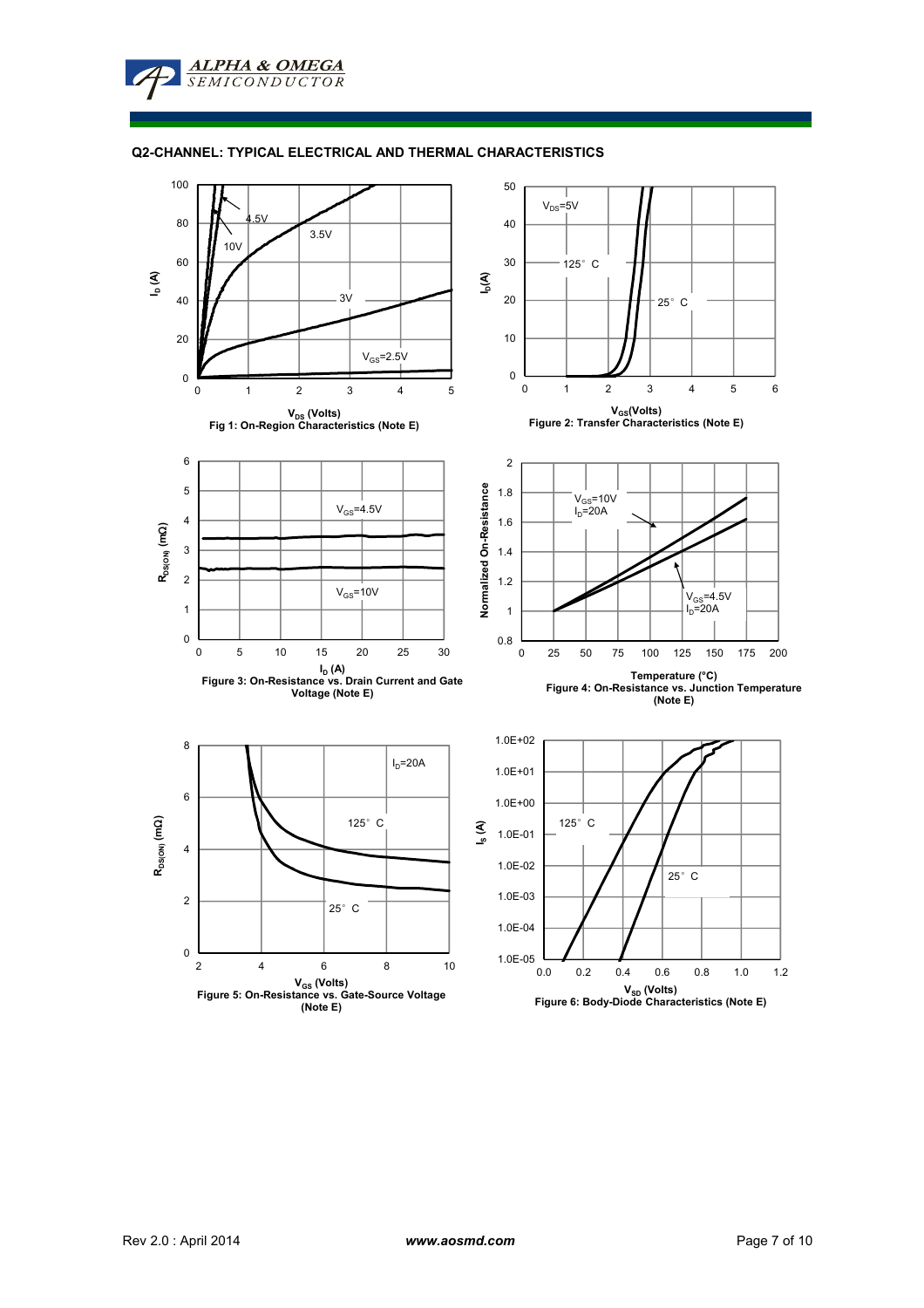## Q2-CHANNEL: TYPICAL ELECTRICAL AND THERMAL CHARACTERISTICS

$V_{DS}$ (Volts)
Fig 1: On-Region Characteristics (Note E)

$V_{GS}$(Volts)
Figure 2: Transfer Characteristics (Note E)

$I_D$ (A)
Figure 3: On-Resistance vs. Drain Current and Gate Voltage (Note E)

Temperature (°C)
Figure 4: On-Resistance vs. Junction Temperature (Note E)

$V_{GS}$ (Volts)
Figure 5: On-Resistance vs. Gate-Source Voltage (Note E)

$V_{SD}$ (Volts)
Figure 6: Body-Diode Characteristics (Note E)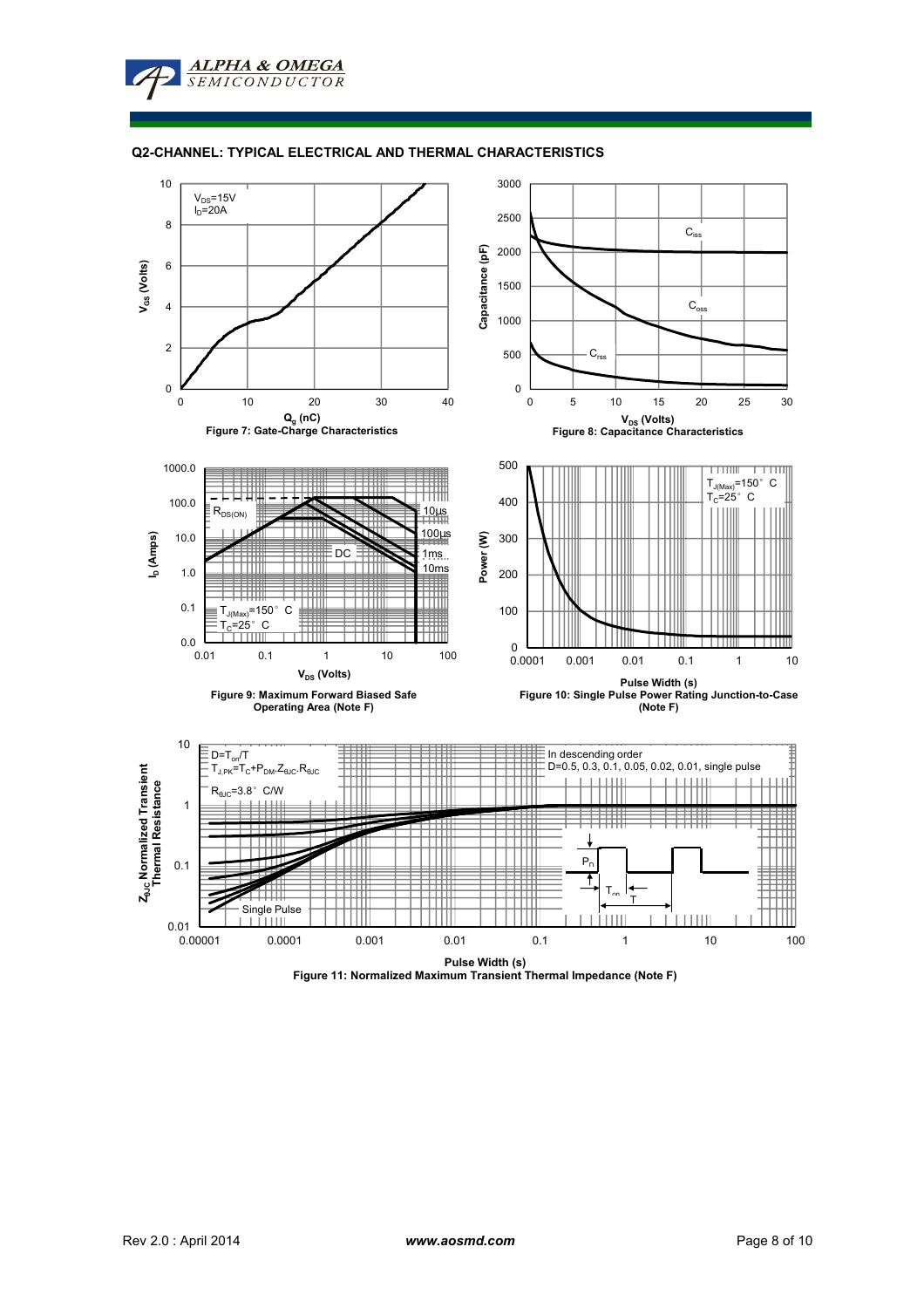## Q2-CHANNEL: TYPICAL ELECTRICAL AND THERMAL CHARACTERISTICS

$V_{DS}$=15V
$I_D$=20A

$V_{GS}$ (Volts)

$Q_g$ (nC)

**Figure 7: Gate-Charge Characteristics**

$C_{iss}$

$C_{oss}$

$C_{rss}$

Capacitance (pF)

$V_{DS}$ (Volts)

**Figure 8: Capacitance Characteristics**

$R_{DS(ON)}$

10µs

100µs

1ms

10ms

DC

$T_{J(Max)}$=150° C
$T_C$=25° C

$I_D$ (Amps)

$V_{DS}$ (Volts)

**Figure 9: Maximum Forward Biased Safe Operating Area (Note F)**

$T_{J(Max)}$=150° C
$T_C$=25° C

Power (W)

Pulse Width (s)

**Figure 10: Single Pulse Power Rating Junction-to-Case (Note F)**

$D=T_{on}/T$
$T_{J,PK}=T_C+P_{DM}.Z_{\theta JC}.R_{\theta JC}$

$R_{\theta JC}$=3.8° C/W

In descending order
D=0.5, 0.3, 0.1, 0.05, 0.02, 0.01, single pulse

Single Pulse

$P_D$

$T_{on}$

T

$Z_{\theta JC}$ Normalized Transient Thermal Resistance

Pulse Width (s)

**Figure 11: Normalized Maximum Transient Thermal Impedance (Note F)**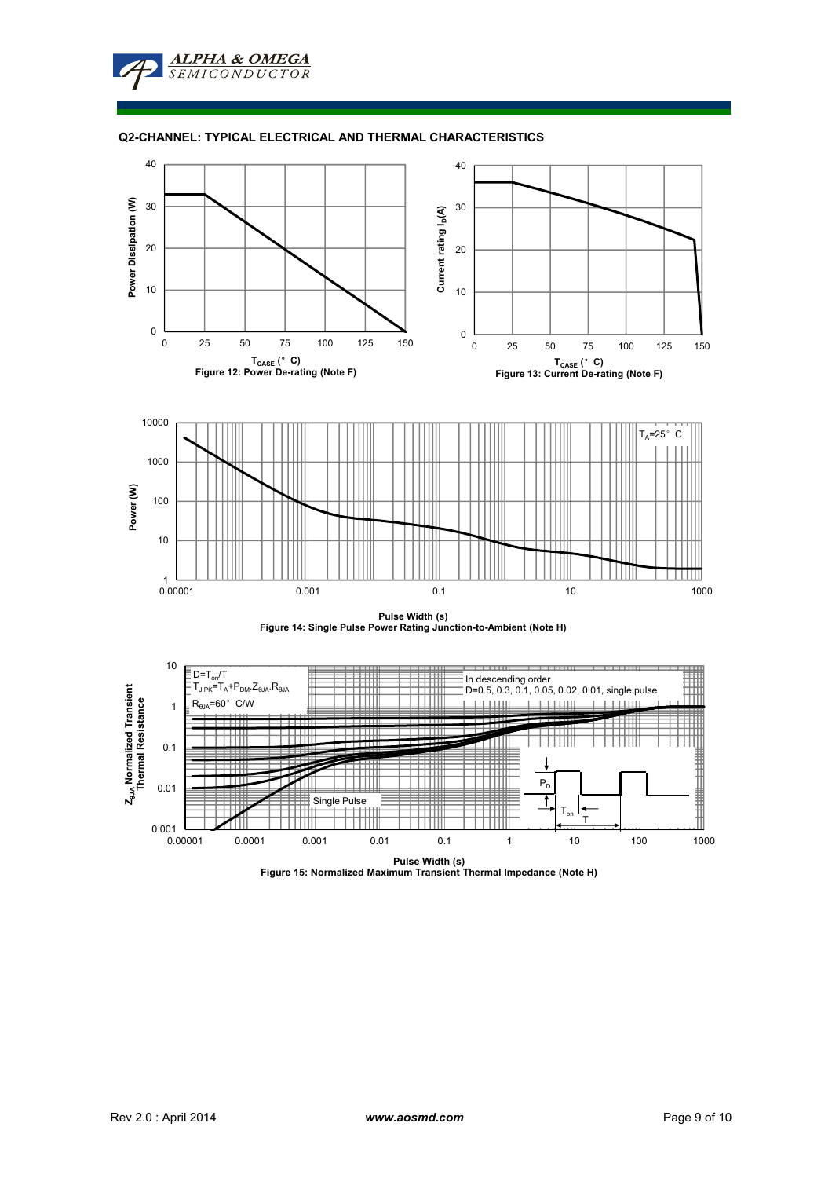## Q2-CHANNEL: TYPICAL ELECTRICAL AND THERMAL CHARACTERISTICS

Figure 12: Power De-rating (Note F)

Figure 13: Current De-rating (Note F)

Figure 14: Single Pulse Power Rating Junction-to-Ambient (Note H)

$D=T_{on}/T$

$T_{J,PK}=T_A+P_{DM}.Z_{\theta JA}.R_{\theta JA}$

$R_{\theta JA}=60°C/W$

In descending order
D=0.5, 0.3, 0.1, 0.05, 0.02, 0.01, single pulse

Figure 15: Normalized Maximum Transient Thermal Impedance (Note H)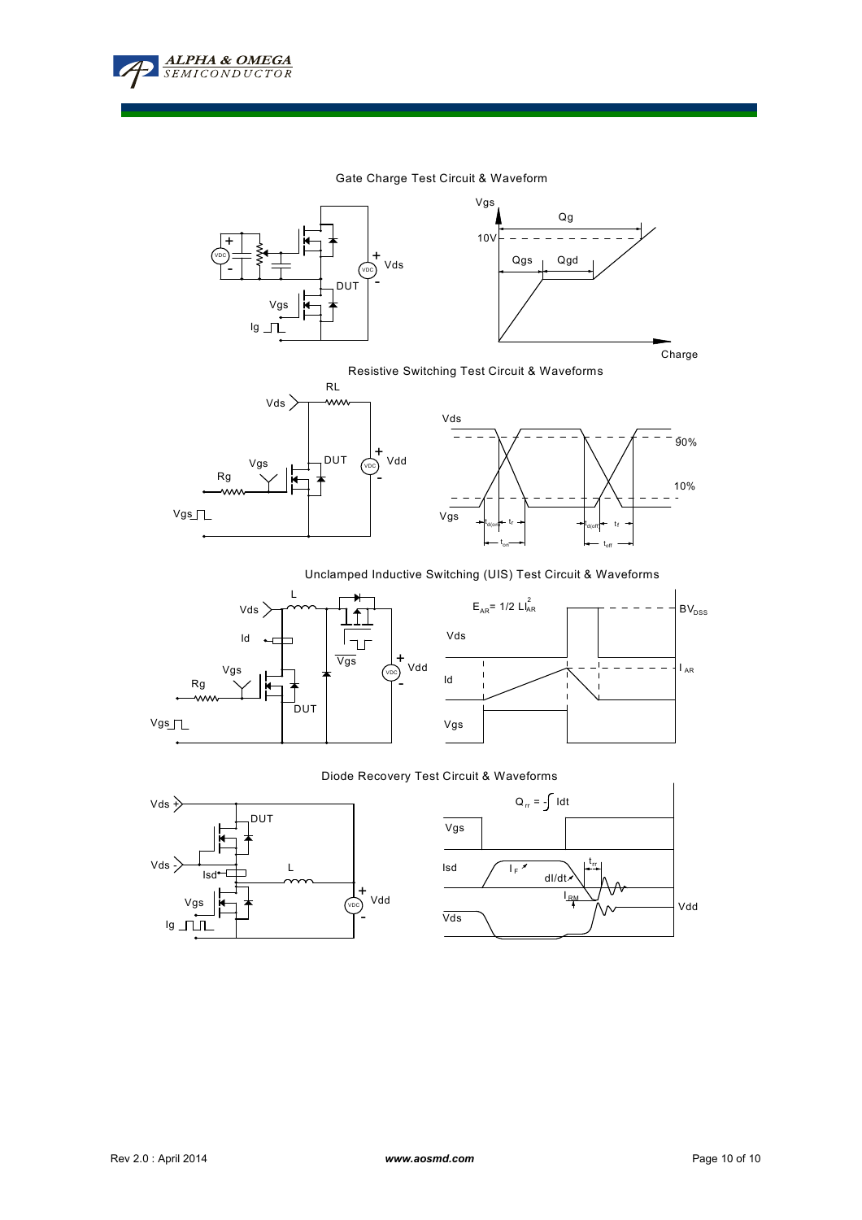## Gate Charge Test Circuit & Waveform

VDC
Vds
DUT
Vgs
Ig

Vgs
Qg
10V
Qgs
Qgd
Charge

## Resistive Switching Test Circuit & Waveforms

RL
Vds
Vgs
DUT
Rg
Vdd
Vgs

Vds
90%
10%
Vgs
$t_{d(on)}$
$t_r$
$t_{on}$
$t_{d(off)}$
$t_f$
$t_{off}$

## Unclamped Inductive Switching (UIS) Test Circuit & Waveforms

L
Vds
Id
Vgs
Rg
DUT
Vgs
Vdd

$E_{AR} = 1/2\ LI_{AR}^2$
$BV_{DSS}$
Vds
Id
$I_{AR}$
Vgs

## Diode Recovery Test Circuit & Waveforms

Vds +
DUT
Vds -
Isd
L
Vgs
Ig
Vdd

$Q_{rr} = -\int Idt$
Vgs
Isd
$I_F$
dI/dt
$t_{rr}$
$I_{RM}$
Vds
Vdd

Rev 2.0 : April 2014

www.aosmd.com